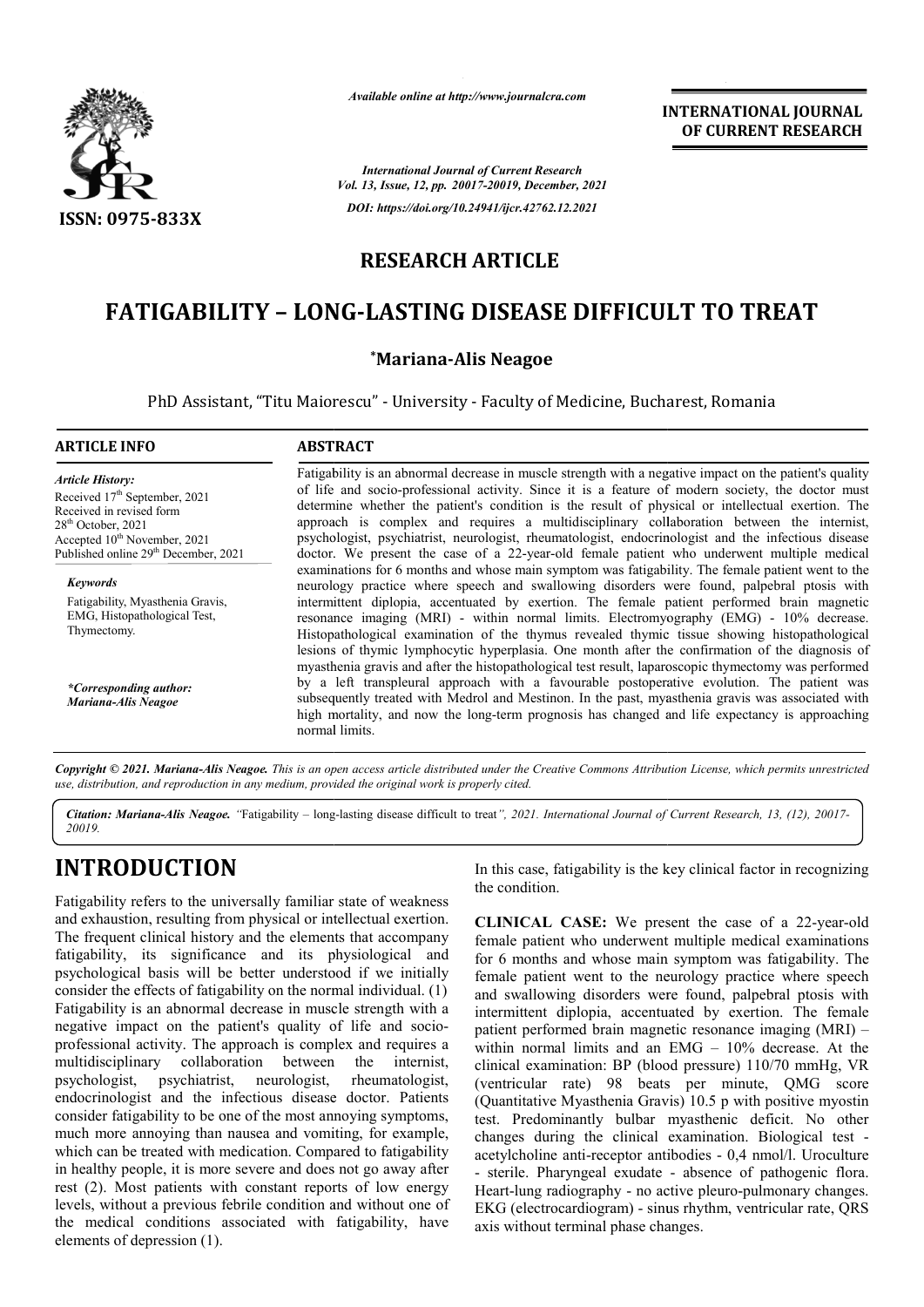# RESEARCH ARTICLE

# FATIGABILITY – LONG-LASTING DISEASE DIFFICULT TO TREAT

**\*Mariana-Alis Neagoe**

PhD Assistant, "Titu Maiorescu" - University - Faculty of Medicine, Bucharest, Romania

## ARTICLE INFO

*Article History:*

Received 17th September, 2021
Received in revised form 28th October, 2021
Accepted 10th November, 2021
Published online 29th December, 2021

*Keywords*

Fatigability, Myasthenia Gravis, EMG, Histopathological Test, Thymectomy.

*\*Corresponding author:*
*Mariana-Alis Neagoe*

## ABSTRACT

Fatigability is an abnormal decrease in muscle strength with a negative impact on the patient's quality of life and socio-professional activity. Since it is a feature of modern society, the doctor must determine whether the patient's condition is the result of physical or intellectual exertion. The approach is complex and requires a multidisciplinary collaboration between the internist, psychologist, psychiatrist, neurologist, rheumatologist, endocrinologist and the infectious disease doctor. We present the case of a 22-year-old female patient who underwent multiple medical examinations for 6 months and whose main symptom was fatigability. The female patient went to the neurology practice where speech and swallowing disorders were found, palpebral ptosis with intermittent diplopia, accentuated by exertion. The female patient performed brain magnetic resonance imaging (MRI) - within normal limits. Electromyography (EMG) - 10% decrease. Histopathological examination of the thymus revealed thymic tissue showing histopathological lesions of thymic lymphocytic hyperplasia. One month after the confirmation of the diagnosis of myasthenia gravis and after the histopathological test result, laparoscopic thymectomy was performed by a left transpleural approach with a favourable postoperative evolution. The patient was subsequently treated with Medrol and Mestinon. In the past, myasthenia gravis was associated with high mortality, and now the long-term prognosis has changed and life expectancy is approaching normal limits.

*Copyright © 2021. Mariana-Alis Neagoe. This is an open access article distributed under the Creative Commons Attribution License, which permits unrestricted use, distribution, and reproduction in any medium, provided the original work is properly cited.*

*Citation: Mariana-Alis Neagoe. "Fatigability – long-lasting disease difficult to treat", 2021. International Journal of Current Research, 13, (12), 20017-20019.*

## INTRODUCTION

Fatigability refers to the universally familiar state of weakness and exhaustion, resulting from physical or intellectual exertion. The frequent clinical history and the elements that accompany fatigability, its significance and its physiological and psychological basis will be better understood if we initially consider the effects of fatigability on the normal individual. (1) Fatigability is an abnormal decrease in muscle strength with a negative impact on the patient's quality of life and socio-professional activity. The approach is complex and requires a multidisciplinary collaboration between the internist, psychologist, psychiatrist, neurologist, rheumatologist, endocrinologist and the infectious disease doctor. Patients consider fatigability to be one of the most annoying symptoms, much more annoying than nausea and vomiting, for example, which can be treated with medication. Compared to fatigability in healthy people, it is more severe and does not go away after rest (2). Most patients with constant reports of low energy levels, without a previous febrile condition and without one of the medical conditions associated with fatigability, have elements of depression (1).

In this case, fatigability is the key clinical factor in recognizing the condition.

**CLINICAL CASE:** We present the case of a 22-year-old female patient who underwent multiple medical examinations for 6 months and whose main symptom was fatigability. The female patient went to the neurology practice where speech and swallowing disorders were found, palpebral ptosis with intermittent diplopia, accentuated by exertion. The female patient performed brain magnetic resonance imaging (MRI) – within normal limits and an EMG – 10% decrease. At the clinical examination: BP (blood pressure) 110/70 mmHg, VR (ventricular rate) 98 beats per minute, QMG score (Quantitative Myasthenia Gravis) 10.5 p with positive myostin test. Predominantly bulbar myasthenic deficit. No other changes during the clinical examination. Biological test - acetylcholine anti-receptor antibodies - 0,4 nmol/l. Uroculture - sterile. Pharyngeal exudate - absence of pathogenic flora. Heart-lung radiography - no active pleuro-pulmonary changes. EKG (electrocardiogram) - sinus rhythm, ventricular rate, QRS axis without terminal phase changes.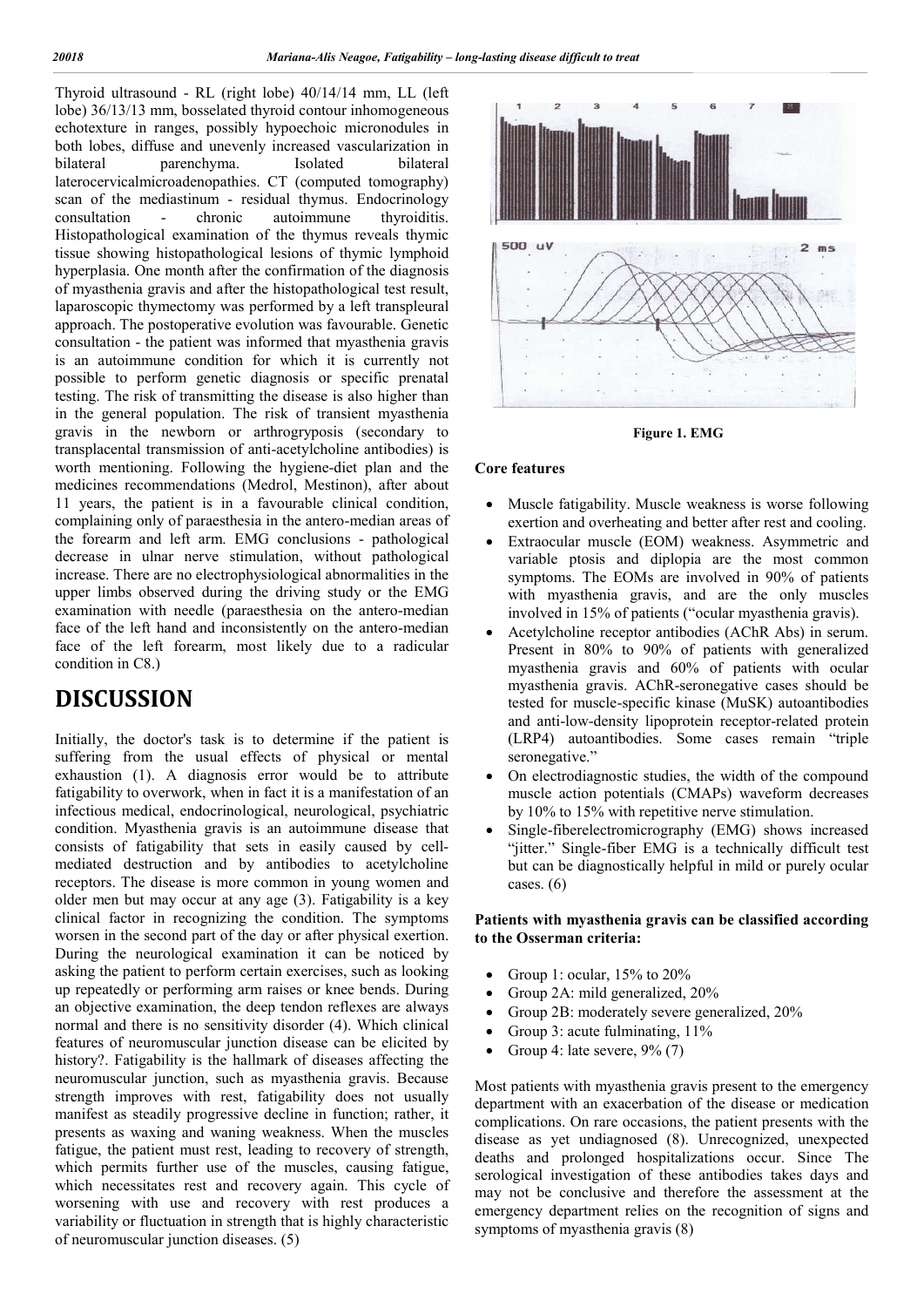Thyroid ultrasound - RL (right lobe) 40/14/14 mm, LL (left lobe) 36/13/13 mm, bosselated thyroid contour inhomogeneous echotexture in ranges, possibly hypoechoic micronodules in both lobes, diffuse and unevenly increased vascularization in bilateral parenchyma. Isolated bilateral laterocervicalmicroadenopathies. CT (computed tomography) scan of the mediastinum - residual thymus. Endocrinology consultation - chronic autoimmune thyroiditis. Histopathological examination of the thymus reveals thymic tissue showing histopathological lesions of thymic lymphoid hyperplasia. One month after the confirmation of the diagnosis of myasthenia gravis and after the histopathological test result, laparoscopic thymectomy was performed by a left transpleural approach. The postoperative evolution was favourable. Genetic consultation - the patient was informed that myasthenia gravis is an autoimmune condition for which it is currently not possible to perform genetic diagnosis or specific prenatal testing. The risk of transmitting the disease is also higher than in the general population. The risk of transient myasthenia gravis in the newborn or arthrogryposis (secondary to transplacental transmission of anti-acetylcholine antibodies) is worth mentioning. Following the hygiene-diet plan and the medicines recommendations (Medrol, Mestinon), after about 11 years, the patient is in a favourable clinical condition, complaining only of paraesthesia in the antero-median areas of the forearm and left arm. EMG conclusions - pathological decrease in ulnar nerve stimulation, without pathological increase. There are no electrophysiological abnormalities in the upper limbs observed during the driving study or the EMG examination with needle (paraesthesia on the antero-median face of the left hand and inconsistently on the antero-median face of the left forearm, most likely due to a radicular condition in C8.)

Figure 1. EMG

# DISCUSSION

Initially, the doctor's task is to determine if the patient is suffering from the usual effects of physical or mental exhaustion (1). A diagnosis error would be to attribute fatigability to overwork, when in fact it is a manifestation of an infectious medical, endocrinological, neurological, psychiatric condition. Myasthenia gravis is an autoimmune disease that consists of fatigability that sets in easily caused by cell-mediated destruction and by antibodies to acetylcholine receptors. The disease is more common in young women and older men but may occur at any age (3). Fatigability is a key clinical factor in recognizing the condition. The symptoms worsen in the second part of the day or after physical exertion. During the neurological examination it can be noticed by asking the patient to perform certain exercises, such as looking up repeatedly or performing arm raises or knee bends. During an objective examination, the deep tendon reflexes are always normal and there is no sensitivity disorder (4). Which clinical features of neuromuscular junction disease can be elicited by history?. Fatigability is the hallmark of diseases affecting the neuromuscular junction, such as myasthenia gravis. Because strength improves with rest, fatigability does not usually manifest as steadily progressive decline in function; rather, it presents as waxing and waning weakness. When the muscles fatigue, the patient must rest, leading to recovery of strength, which permits further use of the muscles, causing fatigue, which necessitates rest and recovery again. This cycle of worsening with use and recovery with rest produces a variability or fluctuation in strength that is highly characteristic of neuromuscular junction diseases. (5)

### Core features

- Muscle fatigability. Muscle weakness is worse following exertion and overheating and better after rest and cooling.
- Extraocular muscle (EOM) weakness. Asymmetric and variable ptosis and diplopia are the most common symptoms. The EOMs are involved in 90% of patients with myasthenia gravis, and are the only muscles involved in 15% of patients ("ocular myasthenia gravis).
- Acetylcholine receptor antibodies (AChR Abs) in serum. Present in 80% to 90% of patients with generalized myasthenia gravis and 60% of patients with ocular myasthenia gravis. AChR-seronegative cases should be tested for muscle-specific kinase (MuSK) autoantibodies and anti-low-density lipoprotein receptor-related protein (LRP4) autoantibodies. Some cases remain "triple seronegative."
- On electrodiagnostic studies, the width of the compound muscle action potentials (CMAPs) waveform decreases by 10% to 15% with repetitive nerve stimulation.
- Single-fiberelectromicrography (EMG) shows increased "jitter." Single-fiber EMG is a technically difficult test but can be diagnostically helpful in mild or purely ocular cases. (6)

### Patients with myasthenia gravis can be classified according to the Osserman criteria:

- Group 1: ocular, 15% to 20%
- Group 2A: mild generalized, 20%
- Group 2B: moderately severe generalized, 20%
- Group 3: acute fulminating, 11%
- Group 4: late severe, 9% (7)

Most patients with myasthenia gravis present to the emergency department with an exacerbation of the disease or medication complications. On rare occasions, the patient presents with the disease as yet undiagnosed (8). Unrecognized, unexpected deaths and prolonged hospitalizations occur. Since The serological investigation of these antibodies takes days and may not be conclusive and therefore the assessment at the emergency department relies on the recognition of signs and symptoms of myasthenia gravis (8)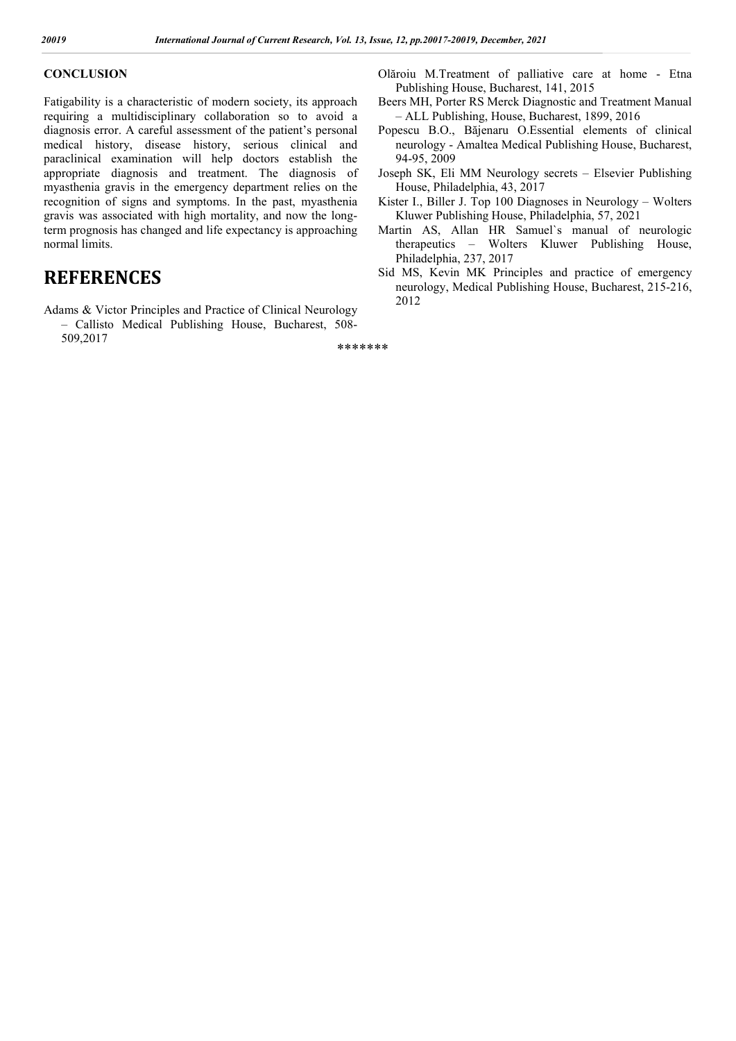## CONCLUSION

Fatigability is a characteristic of modern society, its approach requiring a multidisciplinary collaboration so to avoid a diagnosis error. A careful assessment of the patient's personal medical history, disease history, serious clinical and paraclinical examination will help doctors establish the appropriate diagnosis and treatment. The diagnosis of myasthenia gravis in the emergency department relies on the recognition of signs and symptoms. In the past, myasthenia gravis was associated with high mortality, and now the long-term prognosis has changed and life expectancy is approaching normal limits.

# REFERENCES

Adams & Victor Principles and Practice of Clinical Neurology – Callisto Medical Publishing House, Bucharest, 508-509,2017

Olăroiu M.Treatment of palliative care at home - Etna Publishing House, Bucharest, 141, 2015

Beers MH, Porter RS Merck Diagnostic and Treatment Manual – ALL Publishing, House, Bucharest, 1899, 2016

Popescu B.O., Băjenaru O.Essential elements of clinical neurology - Amaltea Medical Publishing House, Bucharest, 94-95, 2009

Joseph SK, Eli MM Neurology secrets – Elsevier Publishing House, Philadelphia, 43, 2017

Kister I., Biller J. Top 100 Diagnoses in Neurology – Wolters Kluwer Publishing House, Philadelphia, 57, 2021

Martin AS, Allan HR Samuel`s manual of neurologic therapeutics – Wolters Kluwer Publishing House, Philadelphia, 237, 2017

Sid MS, Kevin MK Principles and practice of emergency neurology, Medical Publishing House, Bucharest, 215-216, 2012

*******